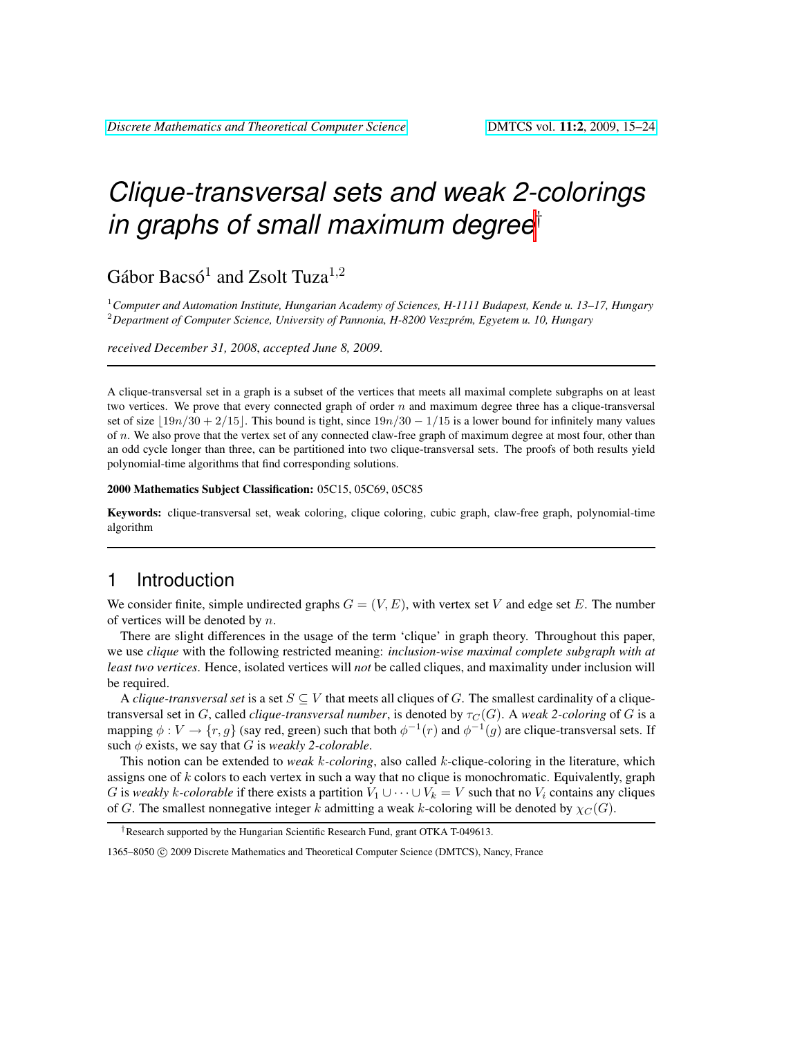# Clique-transversal sets and weak 2-colorings in graphs of small maximum degree[†]

Gábor Bacsó[1] and Zsolt Tuza[1,2]

[1] *Computer and Automation Institute, Hungarian Academy of Sciences, H-1111 Budapest, Kende u. 13–17, Hungary*
[2] *Department of Computer Science, University of Pannonia, H-8200 Veszprém, Egyetem u. 10, Hungary*

*received December 31, 2008, accepted June 8, 2009.*

---

A clique-transversal set in a graph is a subset of the vertices that meets all maximal complete subgraphs on at least two vertices. We prove that every connected graph of order $n$ and maximum degree three has a clique-transversal set of size $\lfloor 19n/30 + 2/15 \rfloor$. This bound is tight, since $19n/30 - 1/15$ is a lower bound for infinitely many values of $n$. We also prove that the vertex set of any connected claw-free graph of maximum degree at most four, other than an odd cycle longer than three, can be partitioned into two clique-transversal sets. The proofs of both results yield polynomial-time algorithms that find corresponding solutions.

**2000 Mathematics Subject Classification:** 05C15, 05C69, 05C85

**Keywords:** clique-transversal set, weak coloring, clique coloring, cubic graph, claw-free graph, polynomial-time algorithm

---

## 1 Introduction

We consider finite, simple undirected graphs $G = (V, E)$, with vertex set $V$ and edge set $E$. The number of vertices will be denoted by $n$.

There are slight differences in the usage of the term 'clique' in graph theory. Throughout this paper, we use *clique* with the following restricted meaning: *inclusion-wise maximal complete subgraph with at least two vertices*. Hence, isolated vertices will *not* be called cliques, and maximality under inclusion will be required.

A *clique-transversal set* is a set $S \subseteq V$ that meets all cliques of $G$. The smallest cardinality of a clique-transversal set in $G$, called *clique-transversal number*, is denoted by $\tau_C(G)$. A *weak 2-coloring* of $G$ is a mapping $\phi : V \to \{r, g\}$ (say red, green) such that both $\phi^{-1}(r)$ and $\phi^{-1}(g)$ are clique-transversal sets. If such $\phi$ exists, we say that $G$ is *weakly 2-colorable*.

This notion can be extended to *weak $k$-coloring*, also called $k$-clique-coloring in the literature, which assigns one of $k$ colors to each vertex in such a way that no clique is monochromatic. Equivalently, graph $G$ is *weakly $k$-colorable* if there exists a partition $V_1 \cup \cdots \cup V_k = V$ such that no $V_i$ contains any cliques of $G$. The smallest nonnegative integer $k$ admitting a weak $k$-coloring will be denoted by $\chi_C(G)$.

---

[†] Research supported by the Hungarian Scientific Research Fund, grant OTKA T-049613.

1365–8050 © 2009 Discrete Mathematics and Theoretical Computer Science (DMTCS), Nancy, France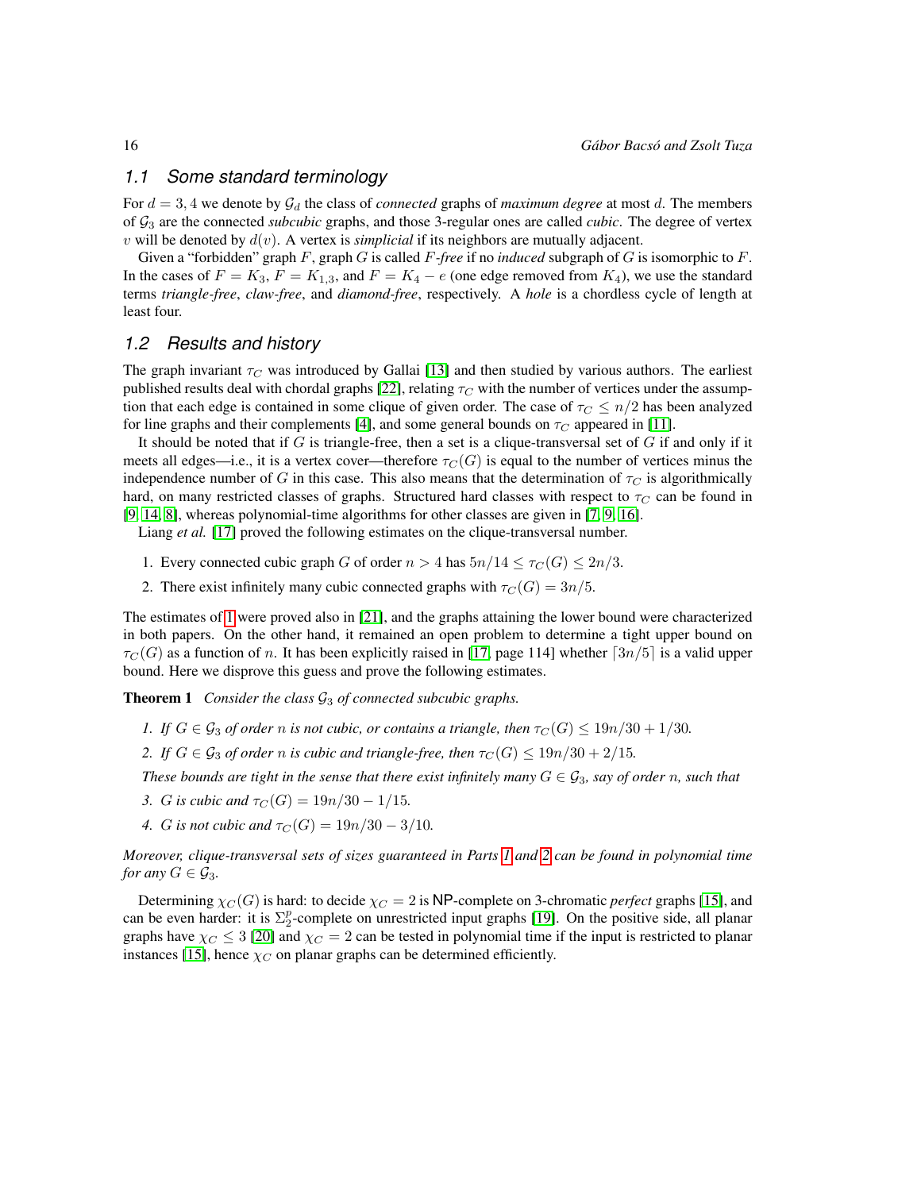### 1.1 Some standard terminology

For $d = 3, 4$ we denote by $\mathcal{G}_d$ the class of *connected* graphs of *maximum degree* at most $d$. The members of $\mathcal{G}_3$ are the connected *subcubic* graphs, and those 3-regular ones are called *cubic*. The degree of vertex $v$ will be denoted by $d(v)$. A vertex is *simplicial* if its neighbors are mutually adjacent.

Given a "forbidden" graph $F$, graph $G$ is called *$F$-free* if no *induced* subgraph of $G$ is isomorphic to $F$. In the cases of $F = K_3$, $F = K_{1,3}$, and $F = K_4 - e$ (one edge removed from $K_4$), we use the standard terms *triangle-free*, *claw-free*, and *diamond-free*, respectively. A *hole* is a chordless cycle of length at least four.

### 1.2 Results and history

The graph invariant $\tau_C$ was introduced by Gallai [13] and then studied by various authors. The earliest published results deal with chordal graphs [22], relating $\tau_C$ with the number of vertices under the assumption that each edge is contained in some clique of given order. The case of $\tau_C \le n/2$ has been analyzed for line graphs and their complements [4], and some general bounds on $\tau_C$ appeared in [11].

It should be noted that if $G$ is triangle-free, then a set is a clique-transversal set of $G$ if and only if it meets all edges—i.e., it is a vertex cover—therefore $\tau_C(G)$ is equal to the number of vertices minus the independence number of $G$ in this case. This also means that the determination of $\tau_C$ is algorithmically hard, on many restricted classes of graphs. Structured hard classes with respect to $\tau_C$ can be found in [9, 14, 8], whereas polynomial-time algorithms for other classes are given in [7, 9, 16].

Liang *et al.* [17] proved the following estimates on the clique-transversal number.

1. Every connected cubic graph $G$ of order $n > 4$ has $5n/14 \le \tau_C(G) \le 2n/3$.
2. There exist infinitely many cubic connected graphs with $\tau_C(G) = 3n/5$.

The estimates of 1 were proved also in [21], and the graphs attaining the lower bound were characterized in both papers. On the other hand, it remained an open problem to determine a tight upper bound on $\tau_C(G)$ as a function of $n$. It has been explicitly raised in [17, page 114] whether $\lceil 3n/5 \rceil$ is a valid upper bound. Here we disprove this guess and prove the following estimates.

**Theorem 1** *Consider the class $\mathcal{G}_3$ of connected subcubic graphs.*

1. *If $G \in \mathcal{G}_3$ of order $n$ is not cubic, or contains a triangle, then $\tau_C(G) \le 19n/30 + 1/30$.*
2. *If $G \in \mathcal{G}_3$ of order $n$ is cubic and triangle-free, then $\tau_C(G) \le 19n/30 + 2/15$.*

*These bounds are tight in the sense that there exist infinitely many $G \in \mathcal{G}_3$, say of order $n$, such that*

3. *$G$ is cubic and $\tau_C(G) = 19n/30 - 1/15$.*
4. *$G$ is not cubic and $\tau_C(G) = 19n/30 - 3/10$.*

*Moreover, clique-transversal sets of sizes guaranteed in Parts 1 and 2 can be found in polynomial time for any $G \in \mathcal{G}_3$.*

Determining $\chi_C(G)$ is hard: to decide $\chi_C = 2$ is NP-complete on 3-chromatic *perfect* graphs [15], and can be even harder: it is $\Sigma_2^p$-complete on unrestricted input graphs [19]. On the positive side, all planar graphs have $\chi_C \le 3$ [20] and $\chi_C = 2$ can be tested in polynomial time if the input is restricted to planar instances [15], hence $\chi_C$ on planar graphs can be determined efficiently.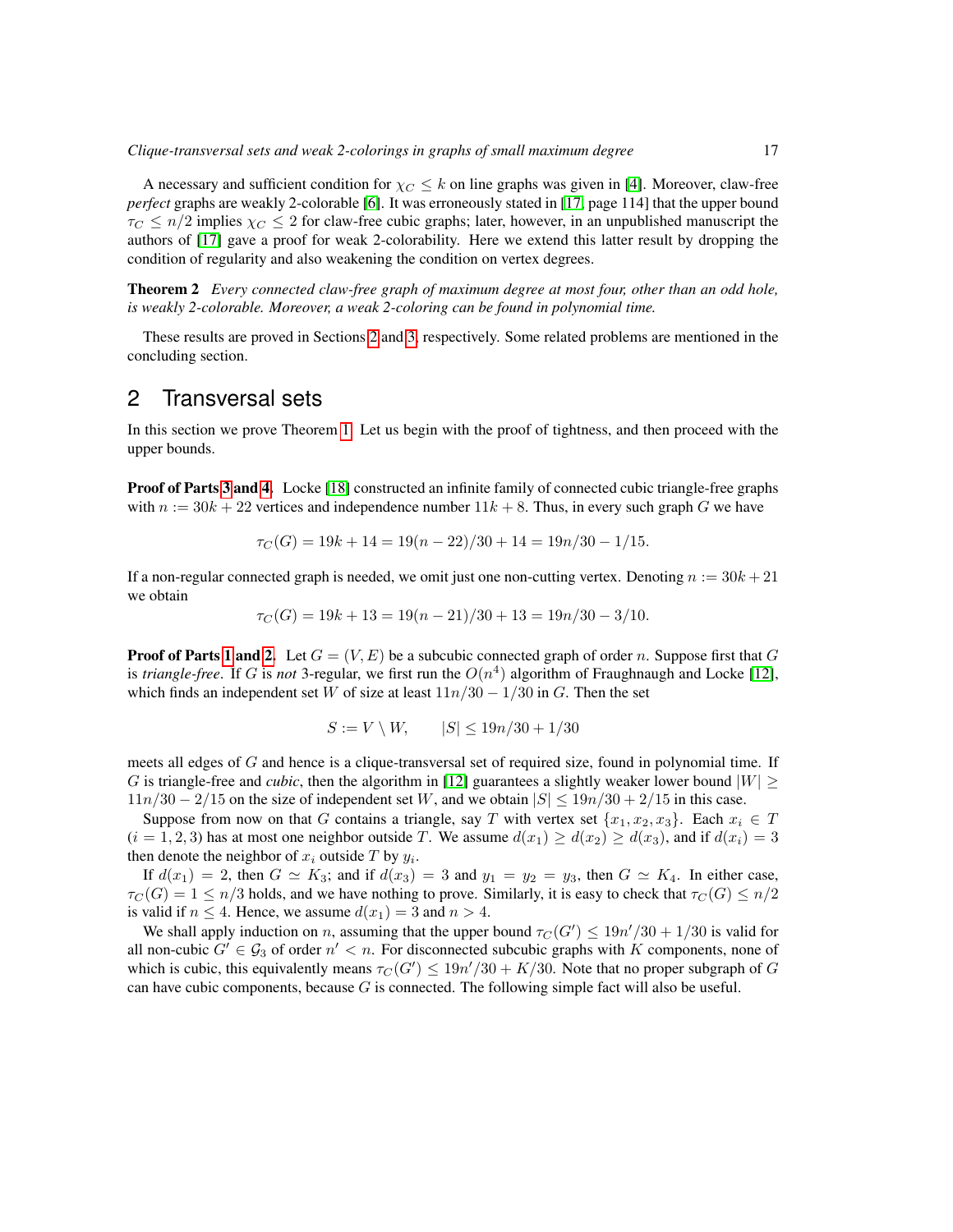A necessary and sufficient condition for $\chi_C \le k$ on line graphs was given in [4]. Moreover, claw-free *perfect* graphs are weakly 2-colorable [6]. It was erroneously stated in [17, page 114] that the upper bound $\tau_C \le n/2$ implies $\chi_C \le 2$ for claw-free cubic graphs; later, however, in an unpublished manuscript the authors of [17] gave a proof for weak 2-colorability. Here we extend this latter result by dropping the condition of regularity and also weakening the condition on vertex degrees.

**Theorem 2** *Every connected claw-free graph of maximum degree at most four, other than an odd hole, is weakly 2-colorable. Moreover, a weak 2-coloring can be found in polynomial time.*

These results are proved in Sections 2 and 3, respectively. Some related problems are mentioned in the concluding section.

## 2 Transversal sets

In this section we prove Theorem 1. Let us begin with the proof of tightness, and then proceed with the upper bounds.

**Proof of Parts 3 and 4.** Locke [18] constructed an infinite family of connected cubic triangle-free graphs with $n := 30k + 22$ vertices and independence number $11k + 8$. Thus, in every such graph $G$ we have

$$\tau_C(G) = 19k + 14 = 19(n-22)/30 + 14 = 19n/30 - 1/15.$$

If a non-regular connected graph is needed, we omit just one non-cutting vertex. Denoting $n := 30k + 21$ we obtain

$$\tau_C(G) = 19k + 13 = 19(n-21)/30 + 13 = 19n/30 - 3/10.$$

**Proof of Parts 1 and 2.** Let $G = (V, E)$ be a subcubic connected graph of order $n$. Suppose first that $G$ is *triangle-free*. If $G$ is *not* 3-regular, we first run the $O(n^4)$ algorithm of Fraughnaugh and Locke [12], which finds an independent set $W$ of size at least $11n/30 - 1/30$ in $G$. Then the set

$$S := V \setminus W, \qquad |S| \le 19n/30 + 1/30$$

meets all edges of $G$ and hence is a clique-transversal set of required size, found in polynomial time. If $G$ is triangle-free and *cubic*, then the algorithm in [12] guarantees a slightly weaker lower bound $|W| \ge 11n/30 - 2/15$ on the size of independent set $W$, and we obtain $|S| \le 19n/30 + 2/15$ in this case.

Suppose from now on that $G$ contains a triangle, say $T$ with vertex set $\{x_1, x_2, x_3\}$. Each $x_i \in T$ ($i = 1, 2, 3$) has at most one neighbor outside $T$. We assume $d(x_1) \ge d(x_2) \ge d(x_3)$, and if $d(x_i) = 3$ then denote the neighbor of $x_i$ outside $T$ by $y_i$.

If $d(x_1) = 2$, then $G \simeq K_3$; and if $d(x_3) = 3$ and $y_1 = y_2 = y_3$, then $G \simeq K_4$. In either case, $\tau_C(G) = 1 \le n/3$ holds, and we have nothing to prove. Similarly, it is easy to check that $\tau_C(G) \le n/2$ is valid if $n \le 4$. Hence, we assume $d(x_1) = 3$ and $n > 4$.

We shall apply induction on $n$, assuming that the upper bound $\tau_C(G') \le 19n'/30 + 1/30$ is valid for all non-cubic $G' \in \mathcal{G}_3$ of order $n' < n$. For disconnected subcubic graphs with $K$ components, none of which is cubic, this equivalently means $\tau_C(G') \le 19n'/30 + K/30$. Note that no proper subgraph of $G$ can have cubic components, because $G$ is connected. The following simple fact will also be useful.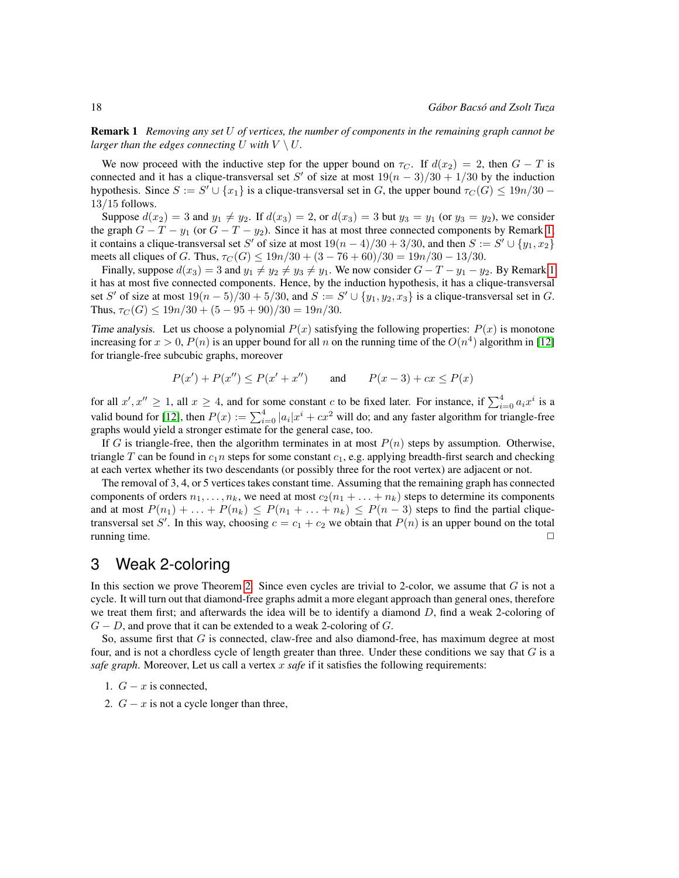**Remark 1** *Removing any set $U$ of vertices, the number of components in the remaining graph cannot be larger than the edges connecting $U$ with $V \setminus U$.*

We now proceed with the inductive step for the upper bound on $\tau_C$. If $d(x_2) = 2$, then $G - T$ is connected and it has a clique-transversal set $S'$ of size at most $19(n-3)/30 + 1/30$ by the induction hypothesis. Since $S := S' \cup \{x_1\}$ is a clique-transversal set in $G$, the upper bound $\tau_C(G) \le 19n/30 - 13/15$ follows.

Suppose $d(x_2) = 3$ and $y_1 \neq y_2$. If $d(x_3) = 2$, or $d(x_3) = 3$ but $y_3 = y_1$ (or $y_3 = y_2$), we consider the graph $G - T - y_1$ (or $G - T - y_2$). Since it has at most three connected components by Remark 1, it contains a clique-transversal set $S'$ of size at most $19(n-4)/30 + 3/30$, and then $S := S' \cup \{y_1, x_2\}$ meets all cliques of $G$. Thus, $\tau_C(G) \le 19n/30 + (3 - 76 + 60)/30 = 19n/30 - 13/30$.

Finally, suppose $d(x_3) = 3$ and $y_1 \neq y_2 \neq y_3 \neq y_1$. We now consider $G - T - y_1 - y_2$. By Remark 1 it has at most five connected components. Hence, by the induction hypothesis, it has a clique-transversal set $S'$ of size at most $19(n-5)/30 + 5/30$, and $S := S' \cup \{y_1, y_2, x_3\}$ is a clique-transversal set in $G$. Thus, $\tau_C(G) \le 19n/30 + (5 - 95 + 90)/30 = 19n/30$.

*Time analysis.* Let us choose a polynomial $P(x)$ satisfying the following properties: $P(x)$ is monotone increasing for $x > 0$, $P(n)$ is an upper bound for all $n$ on the running time of the $O(n^4)$ algorithm in [12] for triangle-free subcubic graphs, moreover

$$P(x') + P(x'') \le P(x' + x'') \qquad \text{and} \qquad P(x-3) + cx \le P(x)$$

for all $x', x'' \ge 1$, all $x \ge 4$, and for some constant $c$ to be fixed later. For instance, if $\sum_{i=0}^{4} a_i x^i$ is a valid bound for [12], then $P(x) := \sum_{i=0}^{4} |a_i| x^i + cx^2$ will do; and any faster algorithm for triangle-free graphs would yield a stronger estimate for the general case, too.

If $G$ is triangle-free, then the algorithm terminates in at most $P(n)$ steps by assumption. Otherwise, triangle $T$ can be found in $c_1 n$ steps for some constant $c_1$, e.g. applying breadth-first search and checking at each vertex whether its two descendants (or possibly three for the root vertex) are adjacent or not.

The removal of 3, 4, or 5 vertices takes constant time. Assuming that the remaining graph has connected components of orders $n_1, \ldots, n_k$, we need at most $c_2(n_1 + \ldots + n_k)$ steps to determine its components and at most $P(n_1) + \ldots + P(n_k) \le P(n_1 + \ldots + n_k) \le P(n-3)$ steps to find the partial clique-transversal set $S'$. In this way, choosing $c = c_1 + c_2$ we obtain that $P(n)$ is an upper bound on the total running time. □

## 3 Weak 2-coloring

In this section we prove Theorem 2. Since even cycles are trivial to 2-color, we assume that $G$ is not a cycle. It will turn out that diamond-free graphs admit a more elegant approach than general ones, therefore we treat them first; and afterwards the idea will be to identify a diamond $D$, find a weak 2-coloring of $G - D$, and prove that it can be extended to a weak 2-coloring of $G$.

So, assume first that $G$ is connected, claw-free and also diamond-free, has maximum degree at most four, and is not a chordless cycle of length greater than three. Under these conditions we say that $G$ is a *safe graph*. Moreover, Let us call a vertex $x$ *safe* if it satisfies the following requirements:

1. $G - x$ is connected,
2. $G - x$ is not a cycle longer than three,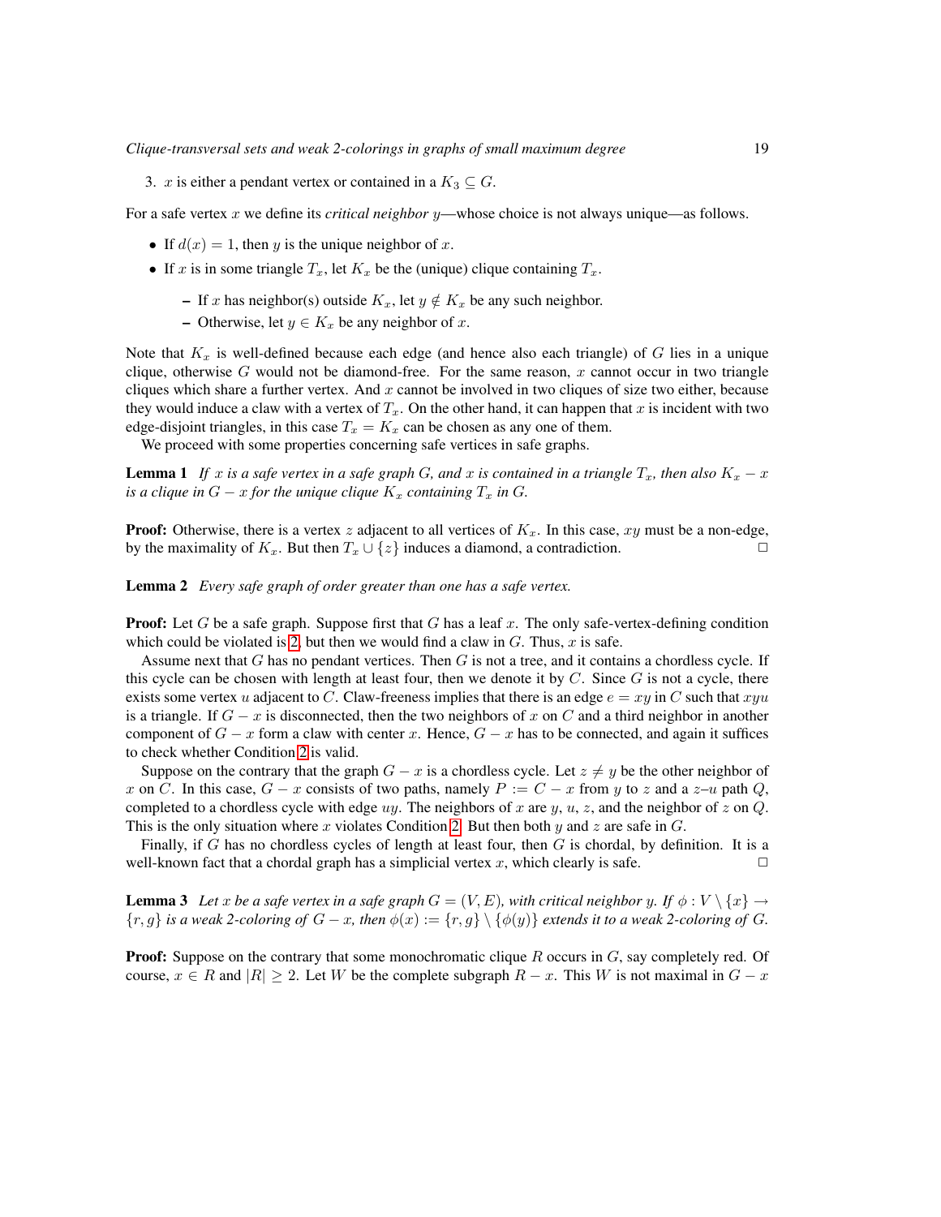3. $x$ is either a pendant vertex or contained in a $K_3 \subseteq G$.

For a safe vertex $x$ we define its *critical neighbor* $y$—whose choice is not always unique—as follows.

- If $d(x) = 1$, then $y$ is the unique neighbor of $x$.
- If $x$ is in some triangle $T_x$, let $K_x$ be the (unique) clique containing $T_x$.
  - If $x$ has neighbor(s) outside $K_x$, let $y \notin K_x$ be any such neighbor.
  - Otherwise, let $y \in K_x$ be any neighbor of $x$.

Note that $K_x$ is well-defined because each edge (and hence also each triangle) of $G$ lies in a unique clique, otherwise $G$ would not be diamond-free. For the same reason, $x$ cannot occur in two triangle cliques which share a further vertex. And $x$ cannot be involved in two cliques of size two either, because they would induce a claw with a vertex of $T_x$. On the other hand, it can happen that $x$ is incident with two edge-disjoint triangles, in this case $T_x = K_x$ can be chosen as any one of them.

We proceed with some properties concerning safe vertices in safe graphs.

**Lemma 1** *If $x$ is a safe vertex in a safe graph $G$, and $x$ is contained in a triangle $T_x$, then also $K_x - x$ is a clique in $G - x$ for the unique clique $K_x$ containing $T_x$ in $G$.*

**Proof:** Otherwise, there is a vertex $z$ adjacent to all vertices of $K_x$. In this case, $xy$ must be a non-edge, by the maximality of $K_x$. But then $T_x \cup \{z\}$ induces a diamond, a contradiction. □

**Lemma 2** *Every safe graph of order greater than one has a safe vertex.*

**Proof:** Let $G$ be a safe graph. Suppose first that $G$ has a leaf $x$. The only safe-vertex-defining condition which could be violated is 2, but then we would find a claw in $G$. Thus, $x$ is safe.

Assume next that $G$ has no pendant vertices. Then $G$ is not a tree, and it contains a chordless cycle. If this cycle can be chosen with length at least four, then we denote it by $C$. Since $G$ is not a cycle, there exists some vertex $u$ adjacent to $C$. Claw-freeness implies that there is an edge $e = xy$ in $C$ such that $xyu$ is a triangle. If $G - x$ is disconnected, then the two neighbors of $x$ on $C$ and a third neighbor in another component of $G - x$ form a claw with center $x$. Hence, $G - x$ has to be connected, and again it suffices to check whether Condition 2 is valid.

Suppose on the contrary that the graph $G - x$ is a chordless cycle. Let $z \neq y$ be the other neighbor of $x$ on $C$. In this case, $G - x$ consists of two paths, namely $P := C - x$ from $y$ to $z$ and a $z$–$u$ path $Q$, completed to a chordless cycle with edge $uy$. The neighbors of $x$ are $y$, $u$, $z$, and the neighbor of $z$ on $Q$. This is the only situation where $x$ violates Condition 2. But then both $y$ and $z$ are safe in $G$.

Finally, if $G$ has no chordless cycles of length at least four, then $G$ is chordal, by definition. It is a well-known fact that a chordal graph has a simplicial vertex $x$, which clearly is safe. □

**Lemma 3** *Let $x$ be a safe vertex in a safe graph $G = (V, E)$, with critical neighbor $y$. If $\phi : V \setminus \{x\} \to \{r, g\}$ is a weak 2-coloring of $G - x$, then $\phi(x) := \{r, g\} \setminus \{\phi(y)\}$ extends it to a weak 2-coloring of $G$.*

**Proof:** Suppose on the contrary that some monochromatic clique $R$ occurs in $G$, say completely red. Of course, $x \in R$ and $|R| \geq 2$. Let $W$ be the complete subgraph $R - x$. This $W$ is not maximal in $G - x$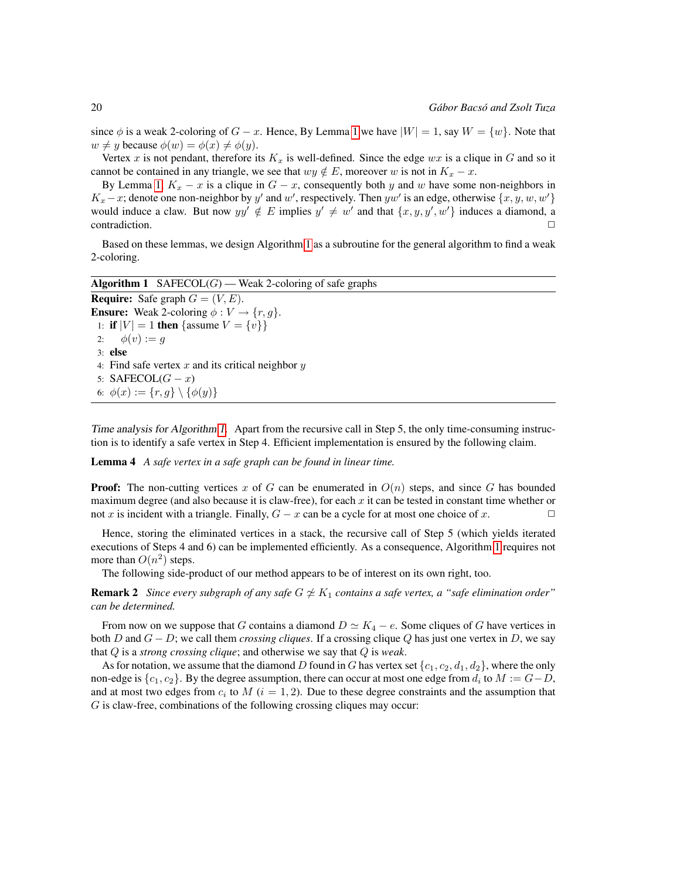since $\phi$ is a weak 2-coloring of $G - x$. Hence, By Lemma 1 we have $|W| = 1$, say $W = \{w\}$. Note that $w \neq y$ because $\phi(w) = \phi(x) \neq \phi(y)$.

Vertex $x$ is not pendant, therefore its $K_x$ is well-defined. Since the edge $wx$ is a clique in $G$ and so it cannot be contained in any triangle, we see that $wy \notin E$, moreover $w$ is not in $K_x - x$.

By Lemma 1, $K_x - x$ is a clique in $G - x$, consequently both $y$ and $w$ have some non-neighbors in $K_x - x$; denote one non-neighbor by $y'$ and $w'$, respectively. Then $yw'$ is an edge, otherwise $\{x, y, w, w'\}$ would induce a claw. But now $yy' \notin E$ implies $y' \neq w'$ and that $\{x, y, y', w'\}$ induces a diamond, a contradiction. □

Based on these lemmas, we design Algorithm 1 as a subroutine for the general algorithm to find a weak 2-coloring.

**Algorithm 1** SAFECOL($G$) — Weak 2-coloring of safe graphs

**Require:** Safe graph $G = (V, E)$.
**Ensure:** Weak 2-coloring $\phi : V \to \{r, g\}$.

```
1: if |V| = 1 then {assume V = {v}}
2:     φ(v) := g
3: else
4: Find safe vertex x and its critical neighbor y
5: SAFECOL(G − x)
6: φ(x) := {r, g} \ {φ(y)}
```

*Time analysis for Algorithm 1.* Apart from the recursive call in Step 5, the only time-consuming instruction is to identify a safe vertex in Step 4. Efficient implementation is ensured by the following claim.

**Lemma 4** *A safe vertex in a safe graph can be found in linear time.*

**Proof:** The non-cutting vertices $x$ of $G$ can be enumerated in $O(n)$ steps, and since $G$ has bounded maximum degree (and also because it is claw-free), for each $x$ it can be tested in constant time whether or not $x$ is incident with a triangle. Finally, $G - x$ can be a cycle for at most one choice of $x$. □

Hence, storing the eliminated vertices in a stack, the recursive call of Step 5 (which yields iterated executions of Steps 4 and 6) can be implemented efficiently. As a consequence, Algorithm 1 requires not more than $O(n^2)$ steps.

The following side-product of our method appears to be of interest on its own right, too.

**Remark 2** *Since every subgraph of any safe $G \not\simeq K_1$ contains a safe vertex, a "safe elimination order" can be determined.*

From now on we suppose that $G$ contains a diamond $D \simeq K_4 - e$. Some cliques of $G$ have vertices in both $D$ and $G - D$; we call them *crossing cliques*. If a crossing clique $Q$ has just one vertex in $D$, we say that $Q$ is a *strong crossing clique*; and otherwise we say that $Q$ is *weak*.

As for notation, we assume that the diamond $D$ found in $G$ has vertex set $\{c_1, c_2, d_1, d_2\}$, where the only non-edge is $\{c_1, c_2\}$. By the degree assumption, there can occur at most one edge from $d_i$ to $M := G - D$, and at most two edges from $c_i$ to $M$ ($i = 1, 2$). Due to these degree constraints and the assumption that $G$ is claw-free, combinations of the following crossing cliques may occur: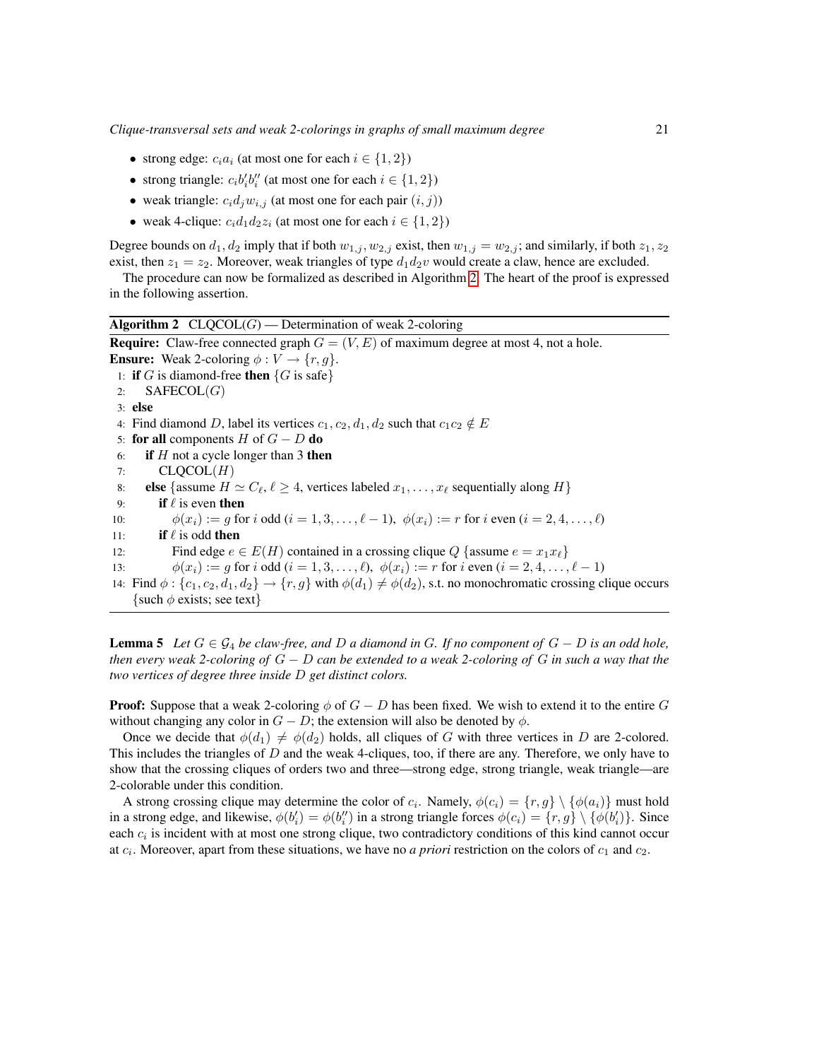- strong edge: $c_i a_i$ (at most one for each $i \in \{1, 2\}$)
- strong triangle: $c_i b'_i b''_i$ (at most one for each $i \in \{1, 2\}$)
- weak triangle: $c_i d_j w_{i,j}$ (at most one for each pair $(i, j)$)
- weak 4-clique: $c_i d_1 d_2 z_i$ (at most one for each $i \in \{1, 2\}$)

Degree bounds on $d_1, d_2$ imply that if both $w_{1,j}, w_{2,j}$ exist, then $w_{1,j} = w_{2,j}$; and similarly, if both $z_1, z_2$ exist, then $z_1 = z_2$. Moreover, weak triangles of type $d_1 d_2 v$ would create a claw, hence are excluded.

The procedure can now be formalized as described in Algorithm 2. The heart of the proof is expressed in the following assertion.

---

**Algorithm 2** CLQCOL($G$) — Determination of weak 2-coloring

---

**Require:** Claw-free connected graph $G = (V, E)$ of maximum degree at most 4, not a hole.
**Ensure:** Weak 2-coloring $\phi : V \to \{r, g\}$.

1: **if** $G$ is diamond-free **then** {$G$ is safe}
2: &nbsp;&nbsp;&nbsp;SAFECOL($G$)
3: **else**
4: Find diamond $D$, label its vertices $c_1, c_2, d_1, d_2$ such that $c_1 c_2 \notin E$
5: **for all** components $H$ of $G - D$ **do**
6: &nbsp;&nbsp;&nbsp;**if** $H$ not a cycle longer than 3 **then**
7: &nbsp;&nbsp;&nbsp;&nbsp;&nbsp;&nbsp;CLQCOL($H$)
8: &nbsp;&nbsp;&nbsp;**else** {assume $H \simeq C_\ell$, $\ell \geq 4$, vertices labeled $x_1, \ldots, x_\ell$ sequentially along $H$}
9: &nbsp;&nbsp;&nbsp;&nbsp;&nbsp;&nbsp;**if** $\ell$ is even **then**
10: &nbsp;&nbsp;&nbsp;&nbsp;&nbsp;&nbsp;&nbsp;&nbsp;&nbsp;$\phi(x_i) := g$ for $i$ odd ($i = 1, 3, \ldots, \ell - 1$), $\phi(x_i) := r$ for $i$ even ($i = 2, 4, \ldots, \ell$)
11: &nbsp;&nbsp;&nbsp;&nbsp;&nbsp;&nbsp;**if** $\ell$ is odd **then**
12: &nbsp;&nbsp;&nbsp;&nbsp;&nbsp;&nbsp;&nbsp;&nbsp;&nbsp;Find edge $e \in E(H)$ contained in a crossing clique $Q$ {assume $e = x_1 x_\ell$}
13: &nbsp;&nbsp;&nbsp;&nbsp;&nbsp;&nbsp;&nbsp;&nbsp;&nbsp;$\phi(x_i) := g$ for $i$ odd ($i = 1, 3, \ldots, \ell$), $\phi(x_i) := r$ for $i$ even ($i = 2, 4, \ldots, \ell - 1$)
14: Find $\phi : \{c_1, c_2, d_1, d_2\} \to \{r, g\}$ with $\phi(d_1) \neq \phi(d_2)$, s.t. no monochromatic crossing clique occurs {such $\phi$ exists; see text}

---

**Lemma 5** *Let $G \in \mathcal{G}_4$ be claw-free, and $D$ a diamond in $G$. If no component of $G - D$ is an odd hole, then every weak 2-coloring of $G - D$ can be extended to a weak 2-coloring of $G$ in such a way that the two vertices of degree three inside $D$ get distinct colors.*

**Proof:** Suppose that a weak 2-coloring $\phi$ of $G - D$ has been fixed. We wish to extend it to the entire $G$ without changing any color in $G - D$; the extension will also be denoted by $\phi$.

Once we decide that $\phi(d_1) \neq \phi(d_2)$ holds, all cliques of $G$ with three vertices in $D$ are 2-colored. This includes the triangles of $D$ and the weak 4-cliques, too, if there are any. Therefore, we only have to show that the crossing cliques of orders two and three—strong edge, strong triangle, weak triangle—are 2-colorable under this condition.

A strong crossing clique may determine the color of $c_i$. Namely, $\phi(c_i) = \{r, g\} \setminus \{\phi(a_i)\}$ must hold in a strong edge, and likewise, $\phi(b'_i) = \phi(b''_i)$ in a strong triangle forces $\phi(c_i) = \{r, g\} \setminus \{\phi(b'_i)\}$. Since each $c_i$ is incident with at most one strong clique, two contradictory conditions of this kind cannot occur at $c_i$. Moreover, apart from these situations, we have no *a priori* restriction on the colors of $c_1$ and $c_2$.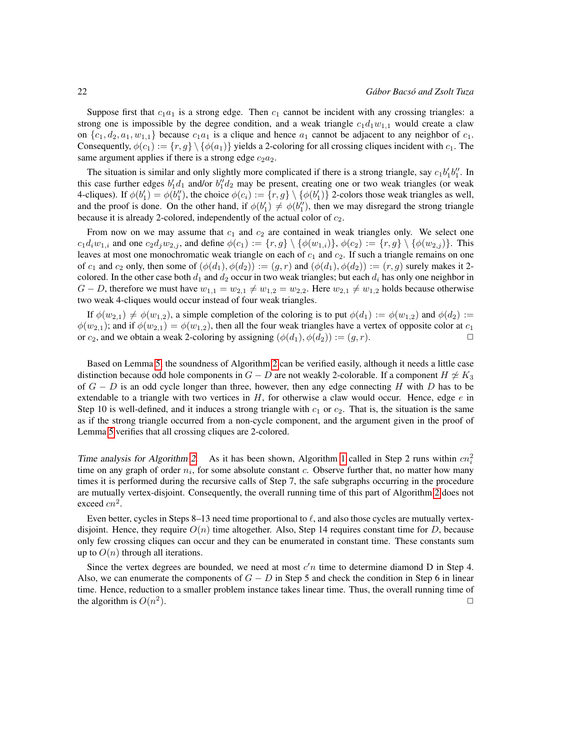Suppose first that $c_1a_1$ is a strong edge. Then $c_1$ cannot be incident with any crossing triangles: a strong one is impossible by the degree condition, and a weak triangle $c_1d_1w_{1,1}$ would create a claw on $\{c_1, d_2, a_1, w_{1,1}\}$ because $c_1a_1$ is a clique and hence $a_1$ cannot be adjacent to any neighbor of $c_1$. Consequently, $\phi(c_1) := \{r, g\} \setminus \{\phi(a_1)\}$ yields a 2-coloring for all crossing cliques incident with $c_1$. The same argument applies if there is a strong edge $c_2a_2$.

The situation is similar and only slightly more complicated if there is a strong triangle, say $c_1b_1'b_1''$. In this case further edges $b_1'd_1$ and/or $b_1''d_2$ may be present, creating one or two weak triangles (or weak 4-cliques). If $\phi(b_1') = \phi(b_1'')$, the choice $\phi(c_i) := \{r, g\} \setminus \{\phi(b_1')\}$ 2-colors those weak triangles as well, and the proof is done. On the other hand, if $\phi(b_1') \neq \phi(b_1'')$, then we may disregard the strong triangle because it is already 2-colored, independently of the actual color of $c_2$.

From now on we may assume that $c_1$ and $c_2$ are contained in weak triangles only. We select one $c_1d_iw_{1,i}$ and one $c_2d_jw_{2,j}$, and define $\phi(c_1) := \{r, g\} \setminus \{\phi(w_{1,i})\}$, $\phi(c_2) := \{r, g\} \setminus \{\phi(w_{2,j})\}$. This leaves at most one monochromatic weak triangle on each of $c_1$ and $c_2$. If such a triangle remains on one of $c_1$ and $c_2$ only, then some of $(\phi(d_1), \phi(d_2)) := (g, r)$ and $(\phi(d_1), \phi(d_2)) := (r, g)$ surely makes it 2-colored. In the other case both $d_1$ and $d_2$ occur in two weak triangles; but each $d_i$ has only one neighbor in $G - D$, therefore we must have $w_{1,1} = w_{2,1} \neq w_{1,2} = w_{2,2}$. Here $w_{2,1} \neq w_{1,2}$ holds because otherwise two weak 4-cliques would occur instead of four weak triangles.

If $\phi(w_{2,1}) \neq \phi(w_{1,2})$, a simple completion of the coloring is to put $\phi(d_1) := \phi(w_{1,2})$ and $\phi(d_2) := \phi(w_{2,1})$; and if $\phi(w_{2,1}) = \phi(w_{1,2})$, then all the four weak triangles have a vertex of opposite color at $c_1$ or $c_2$, and we obtain a weak 2-coloring by assigning $(\phi(d_1), \phi(d_2)) := (g, r)$. □

Based on Lemma 5, the soundness of Algorithm 2 can be verified easily, although it needs a little case distinction because odd hole components in $G - D$ are not weakly 2-colorable. If a component $H \not\simeq K_3$ of $G - D$ is an odd cycle longer than three, however, then any edge connecting $H$ with $D$ has to be extendable to a triangle with two vertices in $H$, for otherwise a claw would occur. Hence, edge $e$ in Step 10 is well-defined, and it induces a strong triangle with $c_1$ or $c_2$. That is, the situation is the same as if the strong triangle occurred from a non-cycle component, and the argument given in the proof of Lemma 5 verifies that all crossing cliques are 2-colored.

*Time analysis for Algorithm 2.* As it has been shown, Algorithm 1 called in Step 2 runs within $cn_i^2$ time on any graph of order $n_i$, for some absolute constant $c$. Observe further that, no matter how many times it is performed during the recursive calls of Step 7, the safe subgraphs occurring in the procedure are mutually vertex-disjoint. Consequently, the overall running time of this part of Algorithm 2 does not exceed $cn^2$.

Even better, cycles in Steps 8–13 need time proportional to $\ell$, and also those cycles are mutually vertex-disjoint. Hence, they require $O(n)$ time altogether. Also, Step 14 requires constant time for $D$, because only few crossing cliques can occur and they can be enumerated in constant time. These constants sum up to $O(n)$ through all iterations.

Since the vertex degrees are bounded, we need at most $c'n$ time to determine diamond D in Step 4. Also, we can enumerate the components of $G - D$ in Step 5 and check the condition in Step 6 in linear time. Hence, reduction to a smaller problem instance takes linear time. Thus, the overall running time of the algorithm is $O(n^2)$. □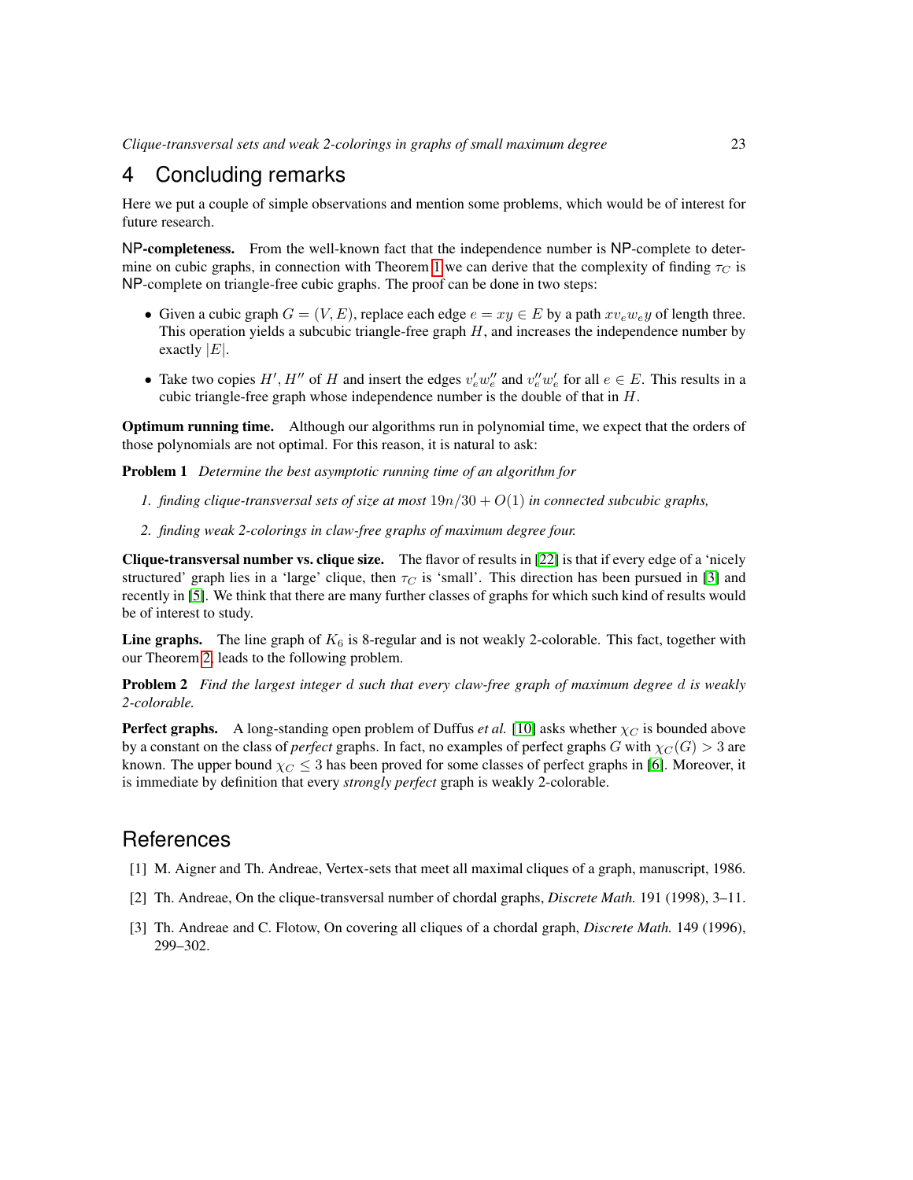# 4 Concluding remarks

Here we put a couple of simple observations and mention some problems, which would be of interest for future research.

**NP-completeness.** From the well-known fact that the independence number is NP-complete to determine on cubic graphs, in connection with Theorem 1 we can derive that the complexity of finding $\tau_C$ is NP-complete on triangle-free cubic graphs. The proof can be done in two steps:

- Given a cubic graph $G = (V, E)$, replace each edge $e = xy \in E$ by a path $xv_ew_ey$ of length three. This operation yields a subcubic triangle-free graph $H$, and increases the independence number by exactly $|E|$.
- Take two copies $H', H''$ of $H$ and insert the edges $v'_e w''_e$ and $v''_e w'_e$ for all $e \in E$. This results in a cubic triangle-free graph whose independence number is the double of that in $H$.

**Optimum running time.** Although our algorithms run in polynomial time, we expect that the orders of those polynomials are not optimal. For this reason, it is natural to ask:

**Problem 1** *Determine the best asymptotic running time of an algorithm for*

1. *finding clique-transversal sets of size at most $19n/30 + O(1)$ in connected subcubic graphs,*
2. *finding weak 2-colorings in claw-free graphs of maximum degree four.*

**Clique-transversal number vs. clique size.** The flavor of results in [22] is that if every edge of a 'nicely structured' graph lies in a 'large' clique, then $\tau_C$ is 'small'. This direction has been pursued in [3] and recently in [5]. We think that there are many further classes of graphs for which such kind of results would be of interest to study.

**Line graphs.** The line graph of $K_6$ is 8-regular and is not weakly 2-colorable. This fact, together with our Theorem 2, leads to the following problem.

**Problem 2** *Find the largest integer $d$ such that every claw-free graph of maximum degree $d$ is weakly 2-colorable.*

**Perfect graphs.** A long-standing open problem of Duffus *et al.* [10] asks whether $\chi_C$ is bounded above by a constant on the class of *perfect* graphs. In fact, no examples of perfect graphs $G$ with $\chi_C(G) > 3$ are known. The upper bound $\chi_C \leq 3$ has been proved for some classes of perfect graphs in [6]. Moreover, it is immediate by definition that every *strongly perfect* graph is weakly 2-colorable.

# References

[1] M. Aigner and Th. Andreae, Vertex-sets that meet all maximal cliques of a graph, manuscript, 1986.

[2] Th. Andreae, On the clique-transversal number of chordal graphs, *Discrete Math.* 191 (1998), 3–11.

[3] Th. Andreae and C. Flotow, On covering all cliques of a chordal graph, *Discrete Math.* 149 (1996), 299–302.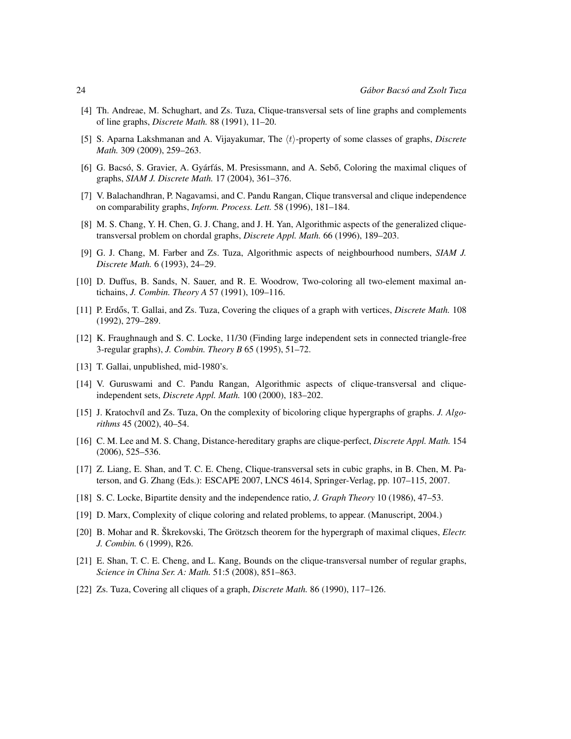[4] Th. Andreae, M. Schughart, and Zs. Tuza, Clique-transversal sets of line graphs and complements of line graphs, *Discrete Math.* 88 (1991), 11–20.

[5] S. Aparna Lakshmanan and A. Vijayakumar, The $\langle t \rangle$-property of some classes of graphs, *Discrete Math.* 309 (2009), 259–263.

[6] G. Bacsó, S. Gravier, A. Gyárfás, M. Presissmann, and A. Sebő, Coloring the maximal cliques of graphs, *SIAM J. Discrete Math.* 17 (2004), 361–376.

[7] V. Balachandhran, P. Nagavamsi, and C. Pandu Rangan, Clique transversal and clique independence on comparability graphs, *Inform. Process. Lett.* 58 (1996), 181–184.

[8] M. S. Chang, Y. H. Chen, G. J. Chang, and J. H. Yan, Algorithmic aspects of the generalized clique-transversal problem on chordal graphs, *Discrete Appl. Math.* 66 (1996), 189–203.

[9] G. J. Chang, M. Farber and Zs. Tuza, Algorithmic aspects of neighbourhood numbers, *SIAM J. Discrete Math.* 6 (1993), 24–29.

[10] D. Duffus, B. Sands, N. Sauer, and R. E. Woodrow, Two-coloring all two-element maximal antichains, *J. Combin. Theory A* 57 (1991), 109–116.

[11] P. Erdős, T. Gallai, and Zs. Tuza, Covering the cliques of a graph with vertices, *Discrete Math.* 108 (1992), 279–289.

[12] K. Fraughnaugh and S. C. Locke, 11/30 (Finding large independent sets in connected triangle-free 3-regular graphs), *J. Combin. Theory B* 65 (1995), 51–72.

[13] T. Gallai, unpublished, mid-1980's.

[14] V. Guruswami and C. Pandu Rangan, Algorithmic aspects of clique-transversal and clique-independent sets, *Discrete Appl. Math.* 100 (2000), 183–202.

[15] J. Kratochvíl and Zs. Tuza, On the complexity of bicoloring clique hypergraphs of graphs. *J. Algorithms* 45 (2002), 40–54.

[16] C. M. Lee and M. S. Chang, Distance-hereditary graphs are clique-perfect, *Discrete Appl. Math.* 154 (2006), 525–536.

[17] Z. Liang, E. Shan, and T. C. E. Cheng, Clique-transversal sets in cubic graphs, in B. Chen, M. Paterson, and G. Zhang (Eds.): ESCAPE 2007, LNCS 4614, Springer-Verlag, pp. 107–115, 2007.

[18] S. C. Locke, Bipartite density and the independence ratio, *J. Graph Theory* 10 (1986), 47–53.

[19] D. Marx, Complexity of clique coloring and related problems, to appear. (Manuscript, 2004.)

[20] B. Mohar and R. Škrekovski, The Grötzsch theorem for the hypergraph of maximal cliques, *Electr. J. Combin.* 6 (1999), R26.

[21] E. Shan, T. C. E. Cheng, and L. Kang, Bounds on the clique-transversal number of regular graphs, *Science in China Ser. A: Math.* 51:5 (2008), 851–863.

[22] Zs. Tuza, Covering all cliques of a graph, *Discrete Math.* 86 (1990), 117–126.